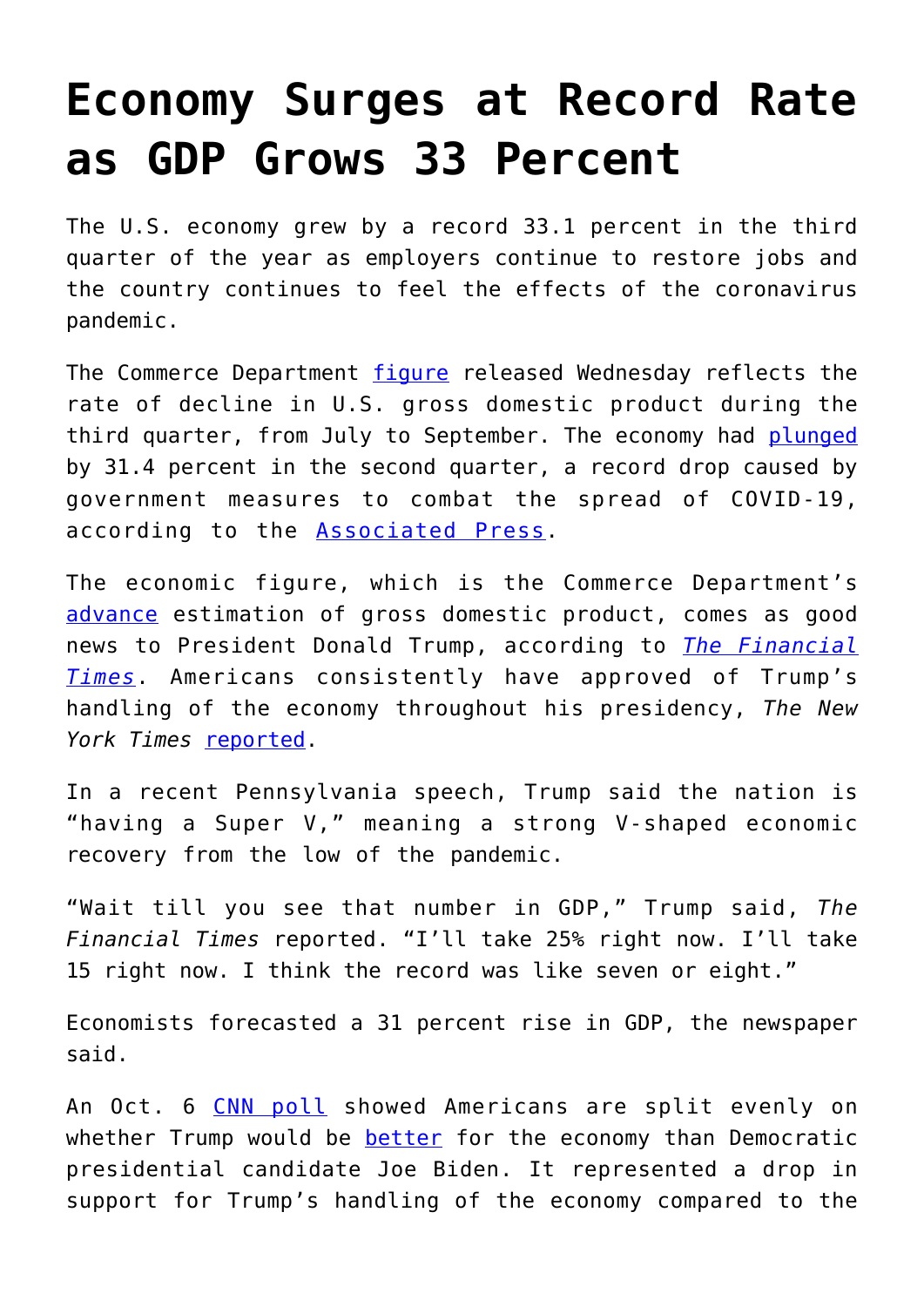# Economy Surges at Record Rate as GDP Grows 33 Percent

The U.S. economy grew by a record 33.1 percent in the third quarter of the year as employers continue to restore jobs and the country continues to feel the effects of the coronavirus pandemic.

The Commerce Department figure released Wednesday reflects the rate of decline in U.S. gross domestic product during the third quarter, from July to September. The economy had plunged by 31.4 percent in the second quarter, a record drop caused by government measures to combat the spread of COVID-19, according to the Associated Press.

The economic figure, which is the Commerce Department's advance estimation of gross domestic product, comes as good news to President Donald Trump, according to *The Financial Times*. Americans consistently have approved of Trump's handling of the economy throughout his presidency, *The New York Times* reported.

In a recent Pennsylvania speech, Trump said the nation is "having a Super V," meaning a strong V-shaped economic recovery from the low of the pandemic.

"Wait till you see that number in GDP," Trump said, *The Financial Times* reported. "I'll take 25% right now. I'll take 15 right now. I think the record was like seven or eight."

Economists forecasted a 31 percent rise in GDP, the newspaper said.

An Oct. 6 CNN poll showed Americans are split evenly on whether Trump would be better for the economy than Democratic presidential candidate Joe Biden. It represented a drop in support for Trump's handling of the economy compared to the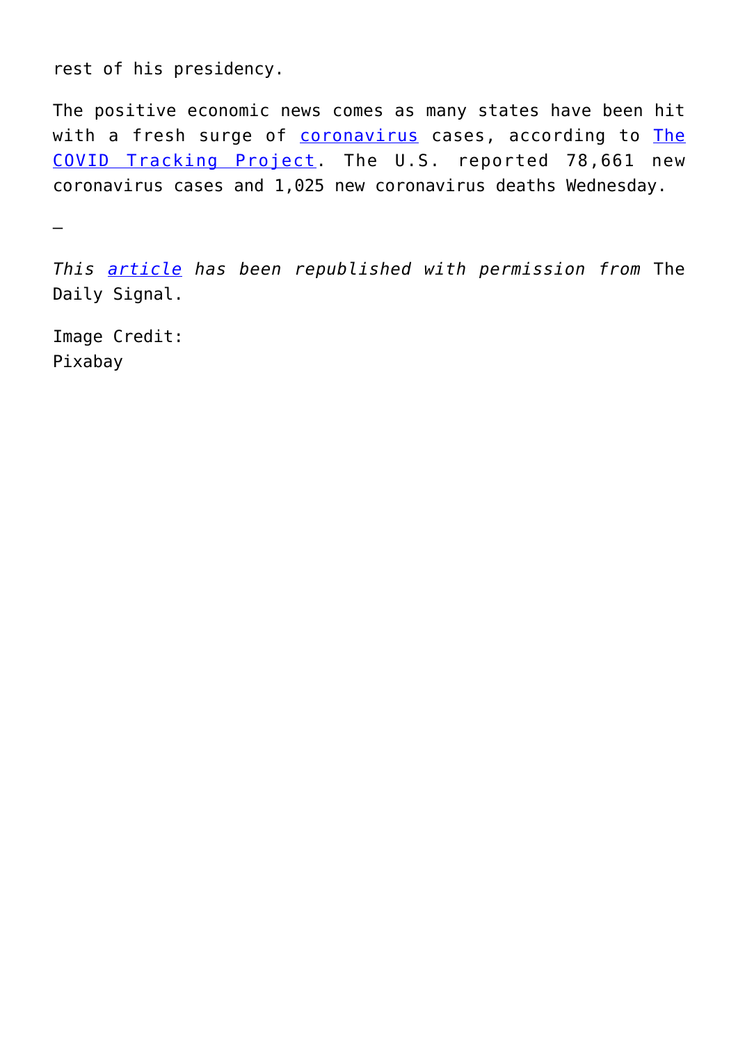rest of his presidency.

The positive economic news comes as many states have been hit with a fresh surge of coronavirus cases, according to The COVID Tracking Project. The U.S. reported 78,661 new coronavirus cases and 1,025 new coronavirus deaths Wednesday.

—

*This article has been republished with permission from* The Daily Signal.

Image Credit:
Pixabay